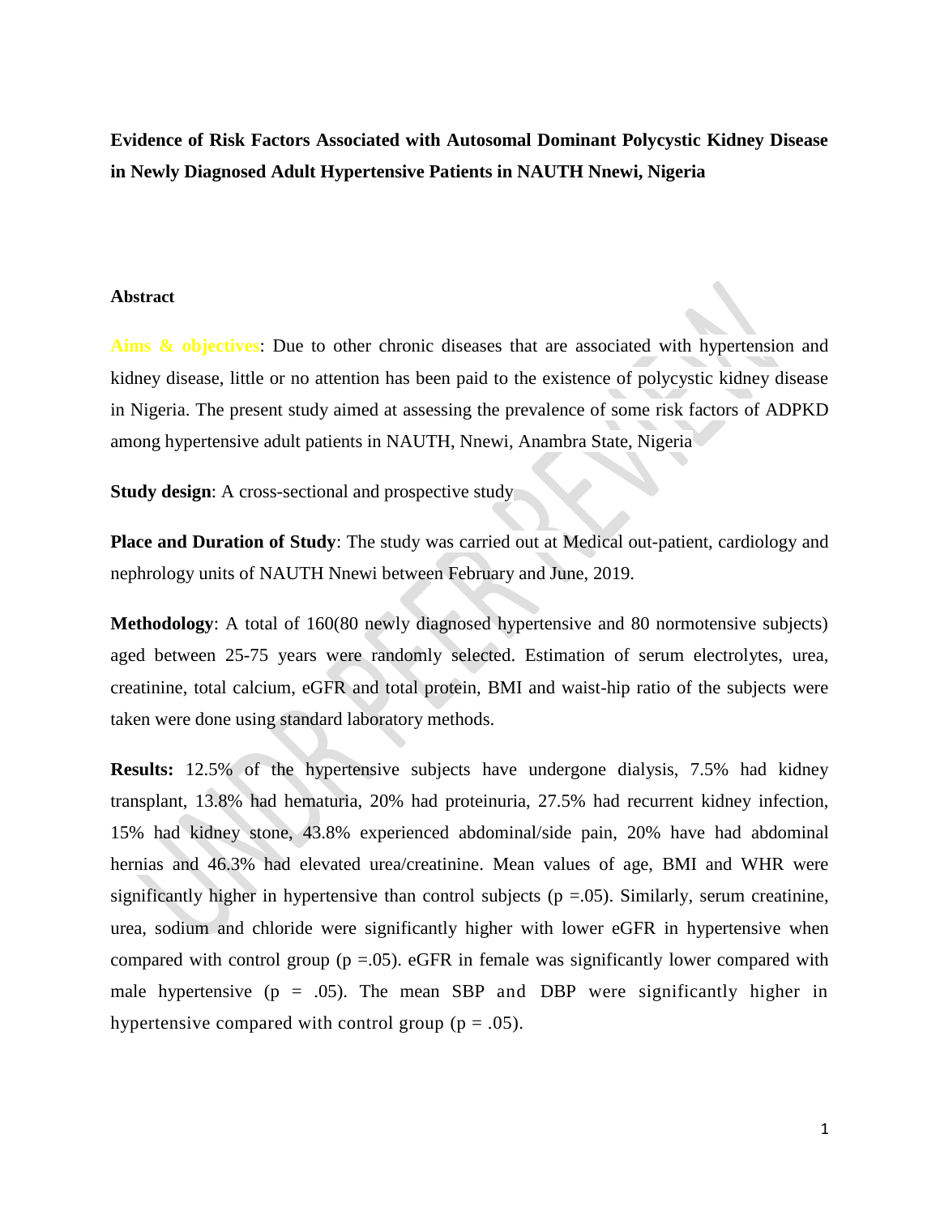**Evidence of Risk Factors Associated with Autosomal Dominant Polycystic Kidney Disease in Newly Diagnosed Adult Hypertensive Patients in NAUTH Nnewi, Nigeria**

**Abstract**

**Aims & objectives**: Due to other chronic diseases that are associated with hypertension and kidney disease, little or no attention has been paid to the existence of polycystic kidney disease in Nigeria. The present study aimed at assessing the prevalence of some risk factors of ADPKD among hypertensive adult patients in NAUTH, Nnewi, Anambra State, Nigeria

**Study design**: A cross-sectional and prospective study

**Place and Duration of Study**: The study was carried out at Medical out-patient, cardiology and nephrology units of NAUTH Nnewi between February and June, 2019.

**Methodology**: A total of 160(80 newly diagnosed hypertensive and 80 normotensive subjects) aged between 25-75 years were randomly selected. Estimation of serum electrolytes, urea, creatinine, total calcium, eGFR and total protein, BMI and waist-hip ratio of the subjects were taken were done using standard laboratory methods.

**Results:** 12.5% of the hypertensive subjects have undergone dialysis, 7.5% had kidney transplant, 13.8% had hematuria, 20% had proteinuria, 27.5% had recurrent kidney infection, 15% had kidney stone, 43.8% experienced abdominal/side pain, 20% have had abdominal hernias and 46.3% had elevated urea/creatinine. Mean values of age, BMI and WHR were significantly higher in hypertensive than control subjects ($p = .05$). Similarly, serum creatinine, urea, sodium and chloride were significantly higher with lower eGFR in hypertensive when compared with control group ($p = .05$). eGFR in female was significantly lower compared with male hypertensive ($p = .05$). The mean SBP and DBP were significantly higher in hypertensive compared with control group ($p = .05$).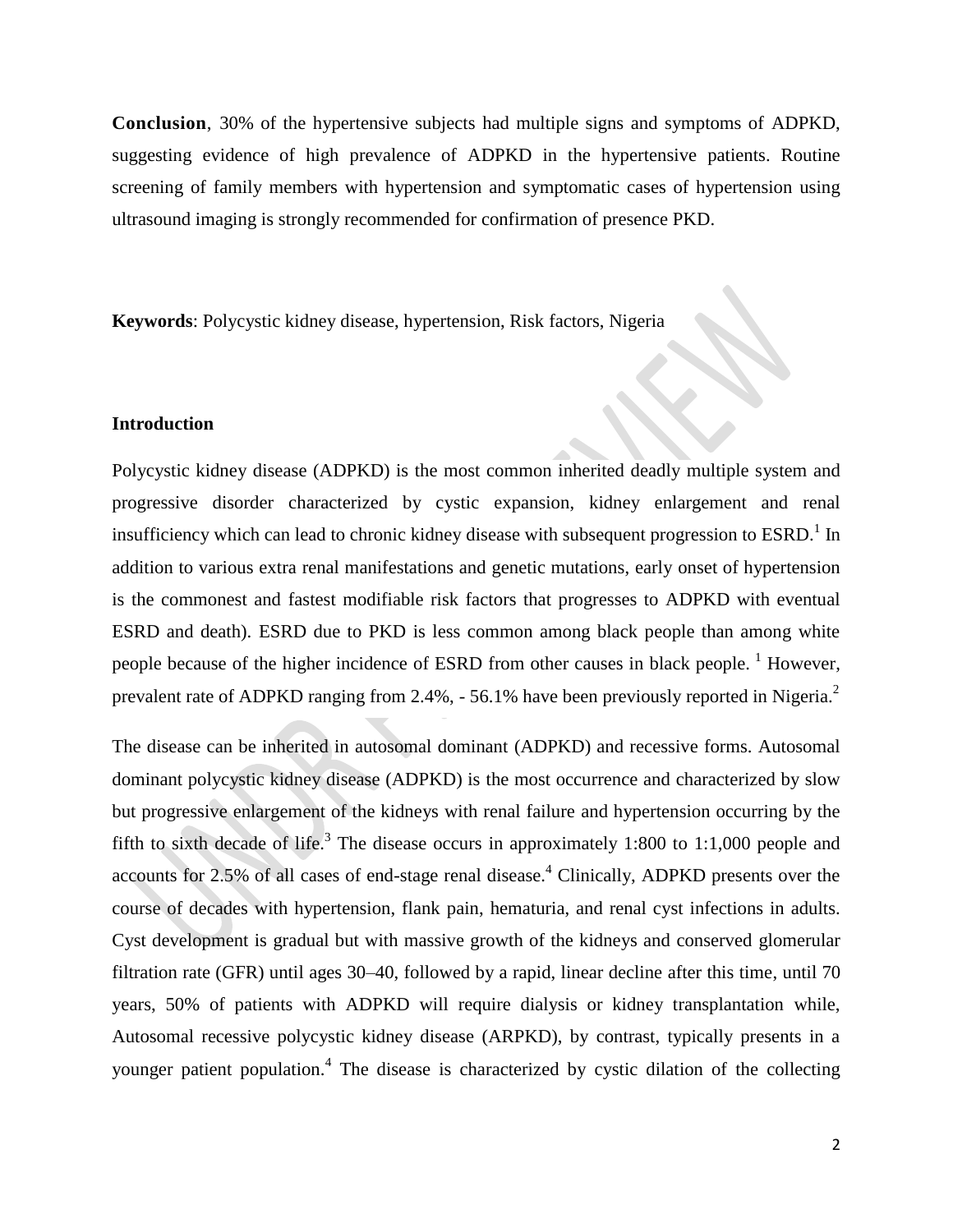**Conclusion**, 30% of the hypertensive subjects had multiple signs and symptoms of ADPKD, suggesting evidence of high prevalence of ADPKD in the hypertensive patients. Routine screening of family members with hypertension and symptomatic cases of hypertension using ultrasound imaging is strongly recommended for confirmation of presence PKD.

**Keywords**: Polycystic kidney disease, hypertension, Risk factors, Nigeria

### Introduction

Polycystic kidney disease (ADPKD) is the most common inherited deadly multiple system and progressive disorder characterized by cystic expansion, kidney enlargement and renal insufficiency which can lead to chronic kidney disease with subsequent progression to ESRD.[1] In addition to various extra renal manifestations and genetic mutations, early onset of hypertension is the commonest and fastest modifiable risk factors that progresses to ADPKD with eventual ESRD and death). ESRD due to PKD is less common among black people than among white people because of the higher incidence of ESRD from other causes in black people. [1] However, prevalent rate of ADPKD ranging from 2.4%, - 56.1% have been previously reported in Nigeria.[2]

The disease can be inherited in autosomal dominant (ADPKD) and recessive forms. Autosomal dominant polycystic kidney disease (ADPKD) is the most occurrence and characterized by slow but progressive enlargement of the kidneys with renal failure and hypertension occurring by the fifth to sixth decade of life.[3] The disease occurs in approximately 1:800 to 1:1,000 people and accounts for 2.5% of all cases of end-stage renal disease.[4] Clinically, ADPKD presents over the course of decades with hypertension, flank pain, hematuria, and renal cyst infections in adults. Cyst development is gradual but with massive growth of the kidneys and conserved glomerular filtration rate (GFR) until ages 30–40, followed by a rapid, linear decline after this time, until 70 years, 50% of patients with ADPKD will require dialysis or kidney transplantation while, Autosomal recessive polycystic kidney disease (ARPKD), by contrast, typically presents in a younger patient population.[4] The disease is characterized by cystic dilation of the collecting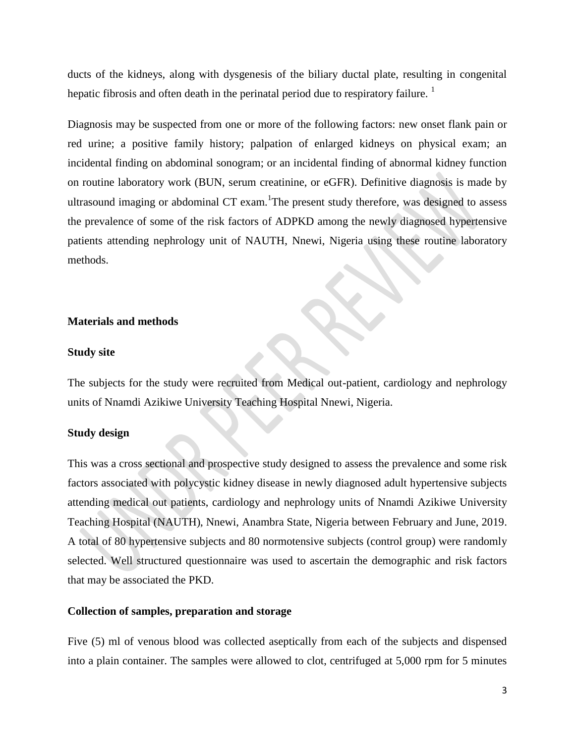ducts of the kidneys, along with dysgenesis of the biliary ductal plate, resulting in congenital hepatic fibrosis and often death in the perinatal period due to respiratory failure. [1]

Diagnosis may be suspected from one or more of the following factors: new onset flank pain or red urine; a positive family history; palpation of enlarged kidneys on physical exam; an incidental finding on abdominal sonogram; or an incidental finding of abnormal kidney function on routine laboratory work (BUN, serum creatinine, or eGFR). Definitive diagnosis is made by ultrasound imaging or abdominal CT exam.[1]The present study therefore, was designed to assess the prevalence of some of the risk factors of ADPKD among the newly diagnosed hypertensive patients attending nephrology unit of NAUTH, Nnewi, Nigeria using these routine laboratory methods.

## Materials and methods

### Study site

The subjects for the study were recruited from Medical out-patient, cardiology and nephrology units of Nnamdi Azikiwe University Teaching Hospital Nnewi, Nigeria.

### Study design

This was a cross sectional and prospective study designed to assess the prevalence and some risk factors associated with polycystic kidney disease in newly diagnosed adult hypertensive subjects attending medical out patients, cardiology and nephrology units of Nnamdi Azikiwe University Teaching Hospital (NAUTH), Nnewi, Anambra State, Nigeria between February and June, 2019. A total of 80 hypertensive subjects and 80 normotensive subjects (control group) were randomly selected. Well structured questionnaire was used to ascertain the demographic and risk factors that may be associated the PKD.

### Collection of samples, preparation and storage

Five (5) ml of venous blood was collected aseptically from each of the subjects and dispensed into a plain container. The samples were allowed to clot, centrifuged at 5,000 rpm for 5 minutes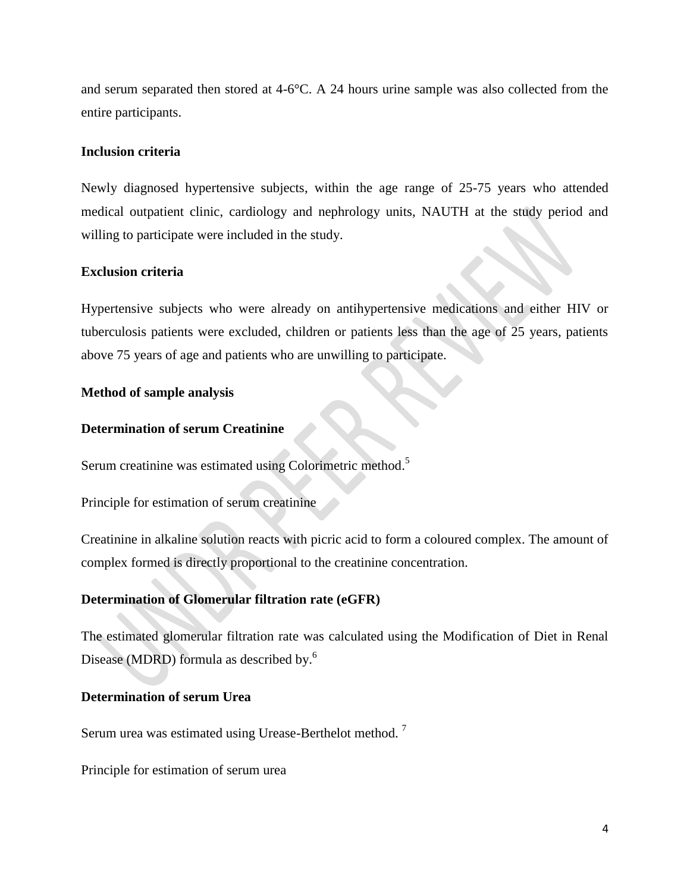and serum separated then stored at 4-6°C. A 24 hours urine sample was also collected from the entire participants.

**Inclusion criteria**

Newly diagnosed hypertensive subjects, within the age range of 25-75 years who attended medical outpatient clinic, cardiology and nephrology units, NAUTH at the study period and willing to participate were included in the study.

**Exclusion criteria**

Hypertensive subjects who were already on antihypertensive medications and either HIV or tuberculosis patients were excluded, children or patients less than the age of 25 years, patients above 75 years of age and patients who are unwilling to participate.

**Method of sample analysis**

**Determination of serum Creatinine**

Serum creatinine was estimated using Colorimetric method.[5]

Principle for estimation of serum creatinine

Creatinine in alkaline solution reacts with picric acid to form a coloured complex. The amount of complex formed is directly proportional to the creatinine concentration.

**Determination of Glomerular filtration rate (eGFR)**

The estimated glomerular filtration rate was calculated using the Modification of Diet in Renal Disease (MDRD) formula as described by.[6]

**Determination of serum Urea**

Serum urea was estimated using Urease-Berthelot method. [7]

Principle for estimation of serum urea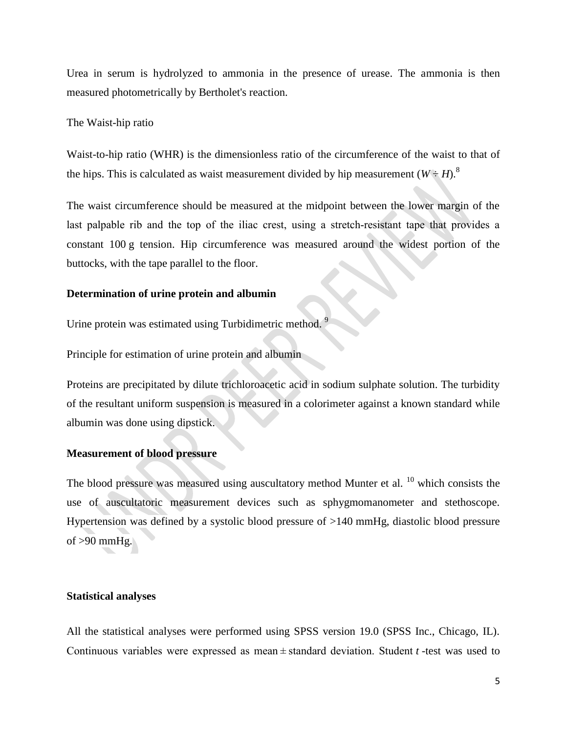Urea in serum is hydrolyzed to ammonia in the presence of urease. The ammonia is then measured photometrically by Bertholet's reaction.

The Waist-hip ratio

Waist-to-hip ratio (WHR) is the dimensionless ratio of the circumference of the waist to that of the hips. This is calculated as waist measurement divided by hip measurement ($W \div H$).[8]

The waist circumference should be measured at the midpoint between the lower margin of the last palpable rib and the top of the iliac crest, using a stretch-resistant tape that provides a constant 100 g tension. Hip circumference was measured around the widest portion of the buttocks, with the tape parallel to the floor.

**Determination of urine protein and albumin**

Urine protein was estimated using Turbidimetric method. [9]

Principle for estimation of urine protein and albumin

Proteins are precipitated by dilute trichloroacetic acid in sodium sulphate solution. The turbidity of the resultant uniform suspension is measured in a colorimeter against a known standard while albumin was done using dipstick.

**Measurement of blood pressure**

The blood pressure was measured using auscultatory method Munter et al. [10] which consists the use of auscultatoric measurement devices such as sphygmomanometer and stethoscope. Hypertension was defined by a systolic blood pressure of >140 mmHg, diastolic blood pressure of >90 mmHg.

**Statistical analyses**

All the statistical analyses were performed using SPSS version 19.0 (SPSS Inc., Chicago, IL). Continuous variables were expressed as mean ± standard deviation. Student *t*-test was used to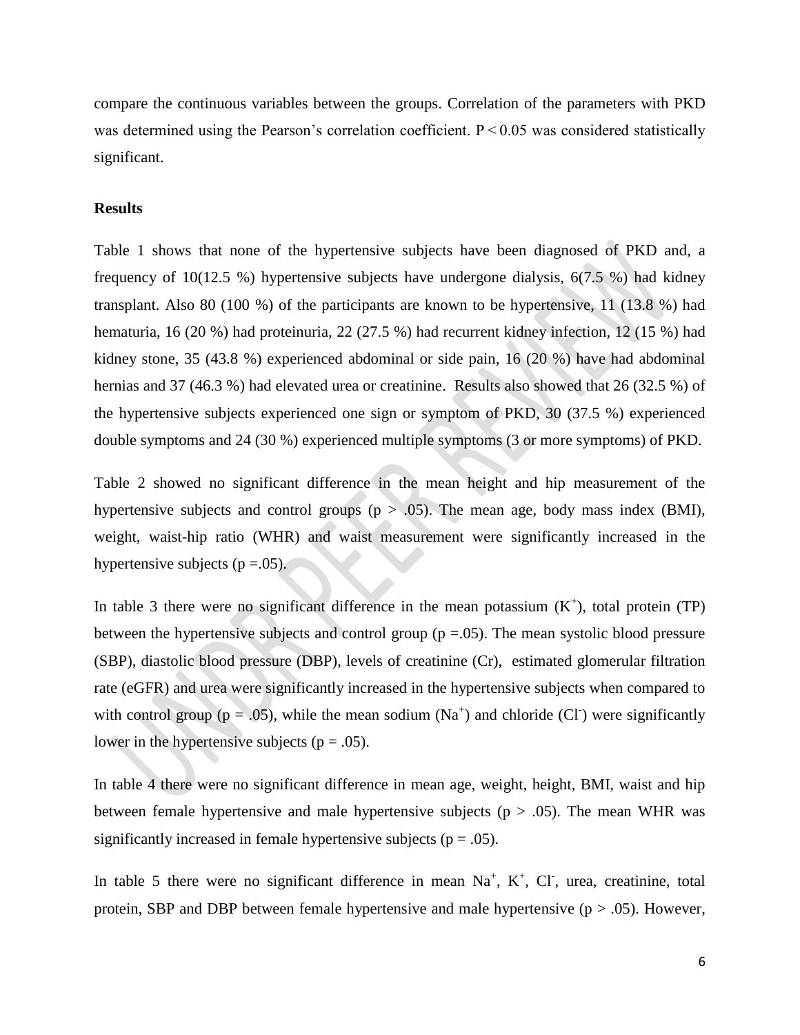compare the continuous variables between the groups. Correlation of the parameters with PKD was determined using the Pearson's correlation coefficient. $P < 0.05$ was considered statistically significant.

**Results**

Table 1 shows that none of the hypertensive subjects have been diagnosed of PKD and, a frequency of 10(12.5 %) hypertensive subjects have undergone dialysis, 6(7.5 %) had kidney transplant. Also 80 (100 %) of the participants are known to be hypertensive, 11 (13.8 %) had hematuria, 16 (20 %) had proteinuria, 22 (27.5 %) had recurrent kidney infection, 12 (15 %) had kidney stone, 35 (43.8 %) experienced abdominal or side pain, 16 (20 %) have had abdominal hernias and 37 (46.3 %) had elevated urea or creatinine. Results also showed that 26 (32.5 %) of the hypertensive subjects experienced one sign or symptom of PKD, 30 (37.5 %) experienced double symptoms and 24 (30 %) experienced multiple symptoms (3 or more symptoms) of PKD.

Table 2 showed no significant difference in the mean height and hip measurement of the hypertensive subjects and control groups ($p > .05$). The mean age, body mass index (BMI), weight, waist-hip ratio (WHR) and waist measurement were significantly increased in the hypertensive subjects ($p = .05$).

In table 3 there were no significant difference in the mean potassium ($K^+$), total protein (TP) between the hypertensive subjects and control group ($p = .05$). The mean systolic blood pressure (SBP), diastolic blood pressure (DBP), levels of creatinine (Cr), estimated glomerular filtration rate (eGFR) and urea were significantly increased in the hypertensive subjects when compared to with control group ($p = .05$), while the mean sodium ($Na^+$) and chloride ($Cl^-$) were significantly lower in the hypertensive subjects ($p = .05$).

In table 4 there were no significant difference in mean age, weight, height, BMI, waist and hip between female hypertensive and male hypertensive subjects ($p > .05$). The mean WHR was significantly increased in female hypertensive subjects ($p = .05$).

In table 5 there were no significant difference in mean $Na^+$, $K^+$, $Cl^-$, urea, creatinine, total protein, SBP and DBP between female hypertensive and male hypertensive ($p > .05$). However,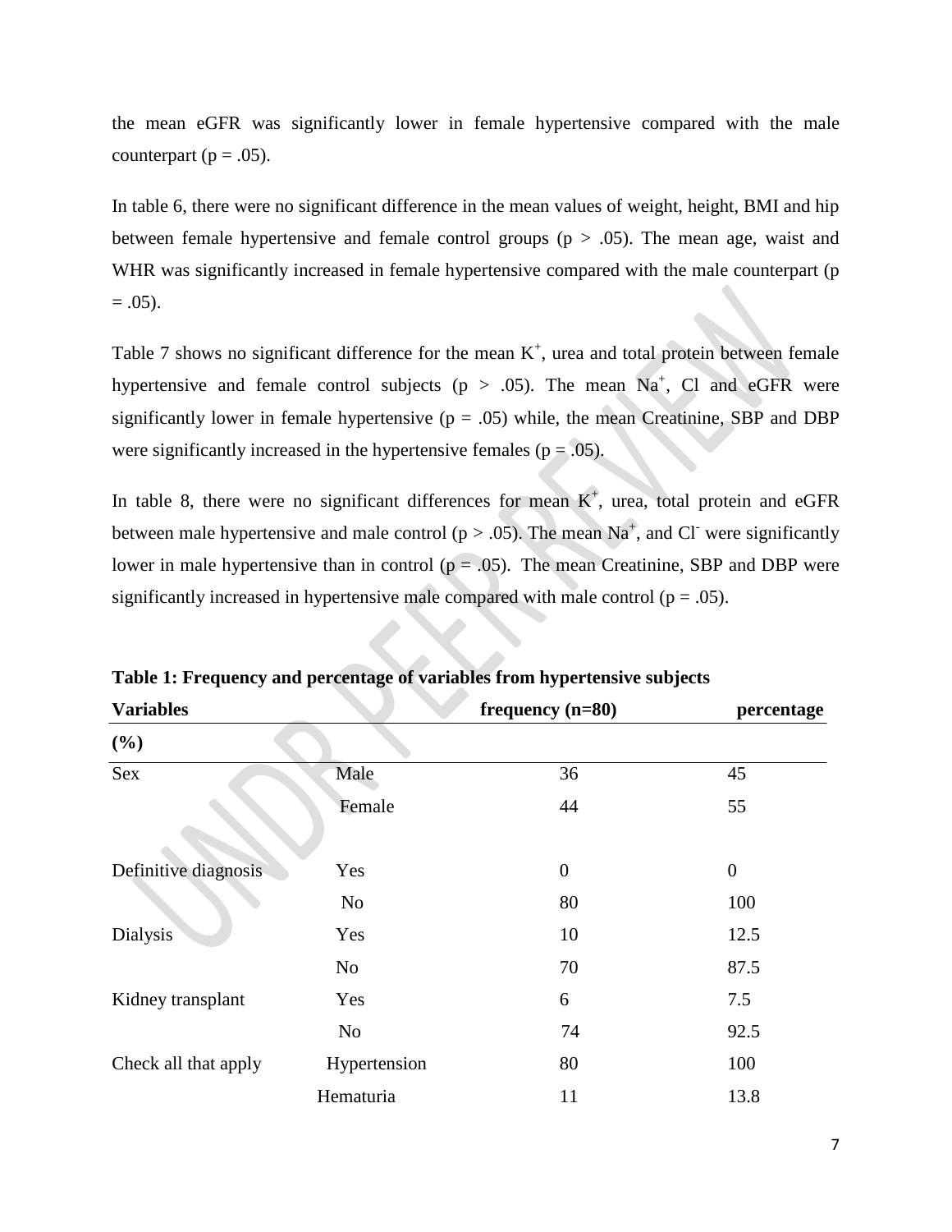the mean eGFR was significantly lower in female hypertensive compared with the male counterpart ($p = .05$).

In table 6, there were no significant difference in the mean values of weight, height, BMI and hip between female hypertensive and female control groups ($p > .05$). The mean age, waist and WHR was significantly increased in female hypertensive compared with the male counterpart ($p = .05$).

Table 7 shows no significant difference for the mean $K^+$, urea and total protein between female hypertensive and female control subjects ($p > .05$). The mean $Na^+$, Cl and eGFR were significantly lower in female hypertensive ($p = .05$) while, the mean Creatinine, SBP and DBP were significantly increased in the hypertensive females ($p = .05$).

In table 8, there were no significant differences for mean $K^+$, urea, total protein and eGFR between male hypertensive and male control ($p > .05$). The mean $Na^+$, and $Cl^-$ were significantly lower in male hypertensive than in control ($p = .05$). The mean Creatinine, SBP and DBP were significantly increased in hypertensive male compared with male control ($p = .05$).

**Table 1: Frequency and percentage of variables from hypertensive subjects**

| **Variables** | | **frequency (n=80)** | **percentage (%)** |
|---|---|---|---|
| Sex | Male | 36 | 45 |
| | Female | 44 | 55 |
| Definitive diagnosis | Yes | 0 | 0 |
| | No | 80 | 100 |
| Dialysis | Yes | 10 | 12.5 |
| | No | 70 | 87.5 |
| Kidney transplant | Yes | 6 | 7.5 |
| | No | 74 | 92.5 |
| Check all that apply | Hypertension | 80 | 100 |
| | Hematuria | 11 | 13.8 |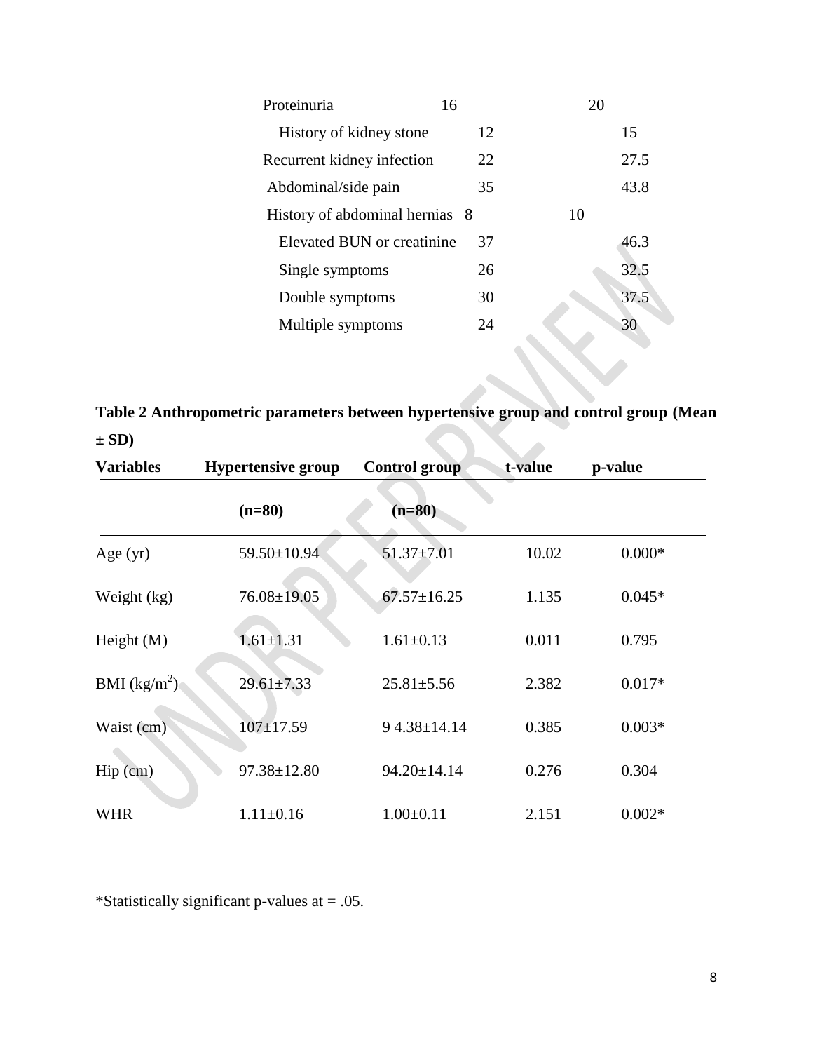| | | |
|---|---|---|
| Proteinuria | 16 | 20 |
| History of kidney stone | 12 | 15 |
| Recurrent kidney infection | 22 | 27.5 |
| Abdominal/side pain | 35 | 43.8 |
| History of abdominal hernias | 8 | 10 |
| Elevated BUN or creatinine | 37 | 46.3 |
| Single symptoms | 26 | 32.5 |
| Double symptoms | 30 | 37.5 |
| Multiple symptoms | 24 | 30 |

**Table 2 Anthropometric parameters between hypertensive group and control group (Mean ± SD)**

| Variables | Hypertensive group (n=80) | Control group (n=80) | t-value | p-value |
|---|---|---|---|---|
| Age (yr) | 59.50±10.94 | 51.37±7.01 | 10.02 | 0.000* |
| Weight (kg) | 76.08±19.05 | 67.57±16.25 | 1.135 | 0.045* |
| Height (M) | 1.61±1.31 | 1.61±0.13 | 0.011 | 0.795 |
| BMI ($kg/m^2$) | 29.61±7.33 | 25.81±5.56 | 2.382 | 0.017* |
| Waist (cm) | 107±17.59 | 9 4.38±14.14 | 0.385 | 0.003* |
| Hip (cm) | 97.38±12.80 | 94.20±14.14 | 0.276 | 0.304 |
| WHR | 1.11±0.16 | 1.00±0.11 | 2.151 | 0.002* |

*Statistically significant p-values at = .05.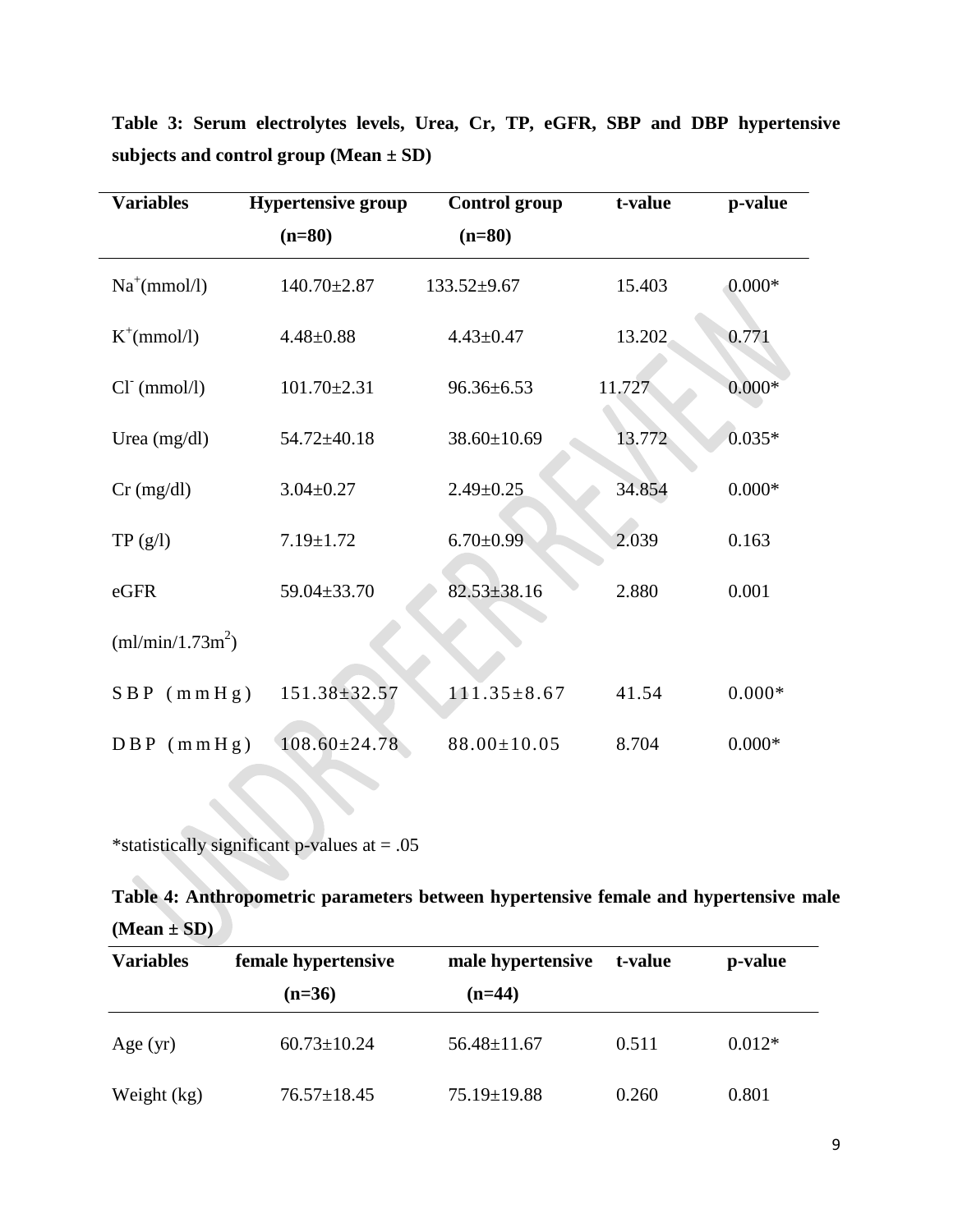**Table 3: Serum electrolytes levels, Urea, Cr, TP, eGFR, SBP and DBP hypertensive subjects and control group (Mean ± SD)**

| Variables | Hypertensive group (n=80) | Control group (n=80) | t-value | p-value |
|---|---|---|---|---|
| $Na^{+}$(mmol/l) | 140.70±2.87 | 133.52±9.67 | 15.403 | 0.000* |
| $K^{+}$(mmol/l) | 4.48±0.88 | 4.43±0.47 | 13.202 | 0.771 |
| $Cl^{-}$ (mmol/l) | 101.70±2.31 | 96.36±6.53 | 11.727 | 0.000* |
| Urea (mg/dl) | 54.72±40.18 | 38.60±10.69 | 13.772 | 0.035* |
| Cr (mg/dl) | 3.04±0.27 | 2.49±0.25 | 34.854 | 0.000* |
| TP (g/l) | 7.19±1.72 | 6.70±0.99 | 2.039 | 0.163 |
| eGFR (ml/min/1.73$m^2$) | 59.04±33.70 | 82.53±38.16 | 2.880 | 0.001 |
| SBP (mmHg) | 151.38±32.57 | 111.35±8.67 | 41.54 | 0.000* |
| DBP (mmHg) | 108.60±24.78 | 88.00±10.05 | 8.704 | 0.000* |

*statistically significant p-values at = .05

**Table 4: Anthropometric parameters between hypertensive female and hypertensive male (Mean ± SD)**

| Variables | female hypertensive (n=36) | male hypertensive (n=44) | t-value | p-value |
|---|---|---|---|---|
| Age (yr) | 60.73±10.24 | 56.48±11.67 | 0.511 | 0.012* |
| Weight (kg) | 76.57±18.45 | 75.19±19.88 | 0.260 | 0.801 |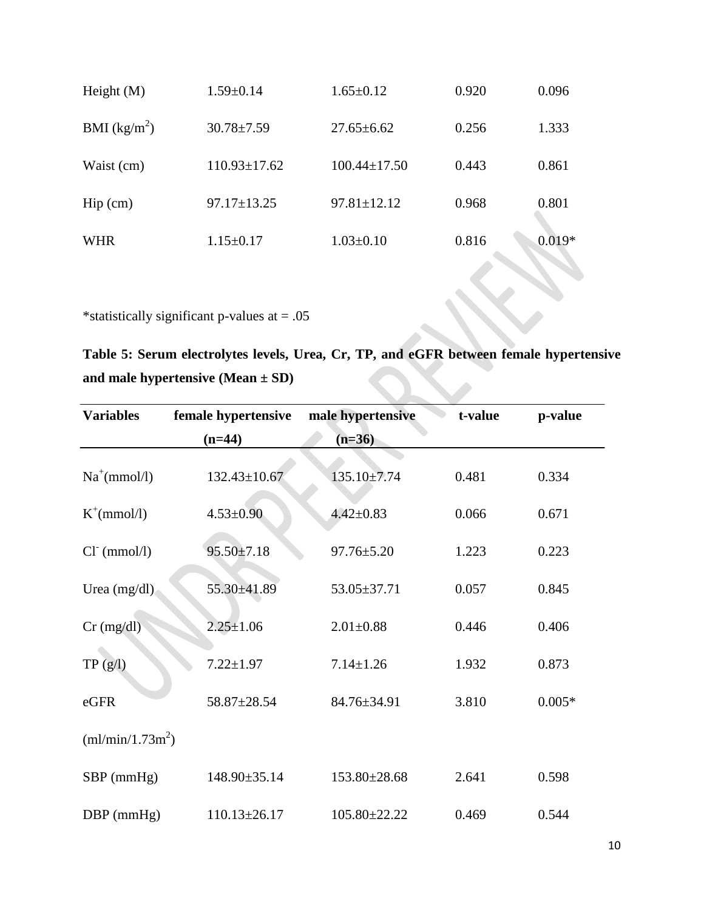| | | | | |
|---|---|---|---|---|
| Height (M) | 1.59±0.14 | 1.65±0.12 | 0.920 | 0.096 |
| BMI (kg/m$^2$) | 30.78±7.59 | 27.65±6.62 | 0.256 | 1.333 |
| Waist (cm) | 110.93±17.62 | 100.44±17.50 | 0.443 | 0.861 |
| Hip (cm) | 97.17±13.25 | 97.81±12.12 | 0.968 | 0.801 |
| WHR | 1.15±0.17 | 1.03±0.10 | 0.816 | 0.019* |

*statistically significant p-values at = .05

**Table 5: Serum electrolytes levels, Urea, Cr, TP, and eGFR between female hypertensive and male hypertensive (Mean ± SD)**

| Variables | female hypertensive (n=44) | male hypertensive (n=36) | t-value | p-value |
|---|---|---|---|---|
| $Na^+$(mmol/l) | 132.43±10.67 | 135.10±7.74 | 0.481 | 0.334 |
| $K^+$(mmol/l) | 4.53±0.90 | 4.42±0.83 | 0.066 | 0.671 |
| $Cl^-$ (mmol/l) | 95.50±7.18 | 97.76±5.20 | 1.223 | 0.223 |
| Urea (mg/dl) | 55.30±41.89 | 53.05±37.71 | 0.057 | 0.845 |
| Cr (mg/dl) | 2.25±1.06 | 2.01±0.88 | 0.446 | 0.406 |
| TP (g/l) | 7.22±1.97 | 7.14±1.26 | 1.932 | 0.873 |
| eGFR (ml/min/1.73m$^2$) | 58.87±28.54 | 84.76±34.91 | 3.810 | 0.005* |
| SBP (mmHg) | 148.90±35.14 | 153.80±28.68 | 2.641 | 0.598 |
| DBP (mmHg) | 110.13±26.17 | 105.80±22.22 | 0.469 | 0.544 |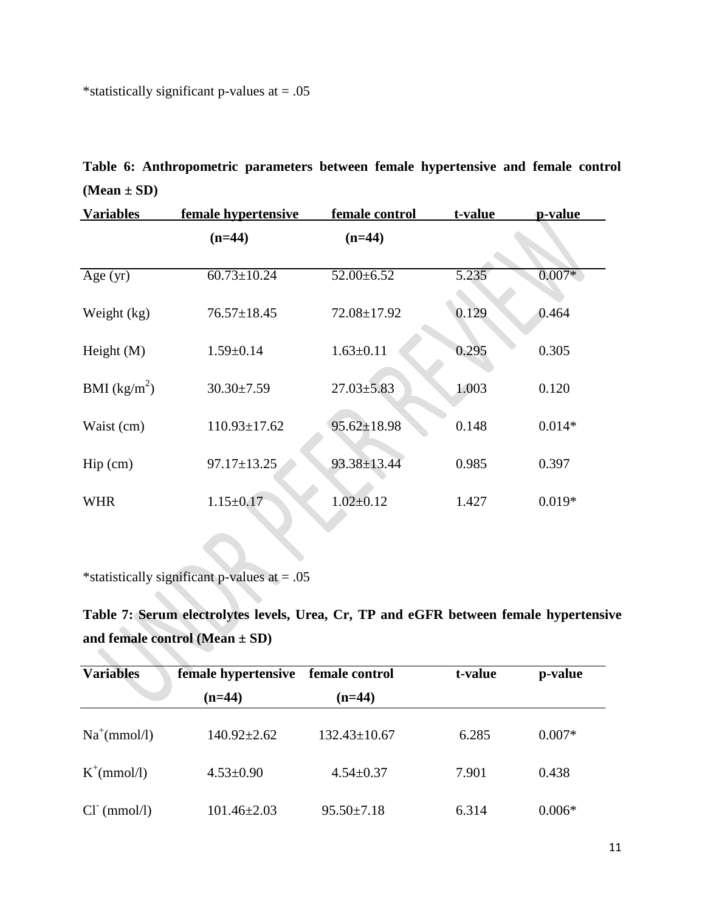*statistically significant p-values at = .05

**Table 6: Anthropometric parameters between female hypertensive and female control (Mean ± SD)**

| Variables | female hypertensive (n=44) | female control (n=44) | t-value | p-value |
|---|---|---|---|---|
| Age (yr) | 60.73±10.24 | 52.00±6.52 | 5.235 | 0.007* |
| Weight (kg) | 76.57±18.45 | 72.08±17.92 | 0.129 | 0.464 |
| Height (M) | 1.59±0.14 | 1.63±0.11 | 0.295 | 0.305 |
| BMI (kg/m$^2$) | 30.30±7.59 | 27.03±5.83 | 1.003 | 0.120 |
| Waist (cm) | 110.93±17.62 | 95.62±18.98 | 0.148 | 0.014* |
| Hip (cm) | 97.17±13.25 | 93.38±13.44 | 0.985 | 0.397 |
| WHR | 1.15±0.17 | 1.02±0.12 | 1.427 | 0.019* |

*statistically significant p-values at = .05

**Table 7: Serum electrolytes levels, Urea, Cr, TP and eGFR between female hypertensive and female control (Mean ± SD)**

| Variables | female hypertensive (n=44) | female control (n=44) | t-value | p-value |
|---|---|---|---|---|
| $Na^+$(mmol/l) | 140.92±2.62 | 132.43±10.67 | 6.285 | 0.007* |
| $K^+$(mmol/l) | 4.53±0.90 | 4.54±0.37 | 7.901 | 0.438 |
| $Cl^-$ (mmol/l) | 101.46±2.03 | 95.50±7.18 | 6.314 | 0.006* |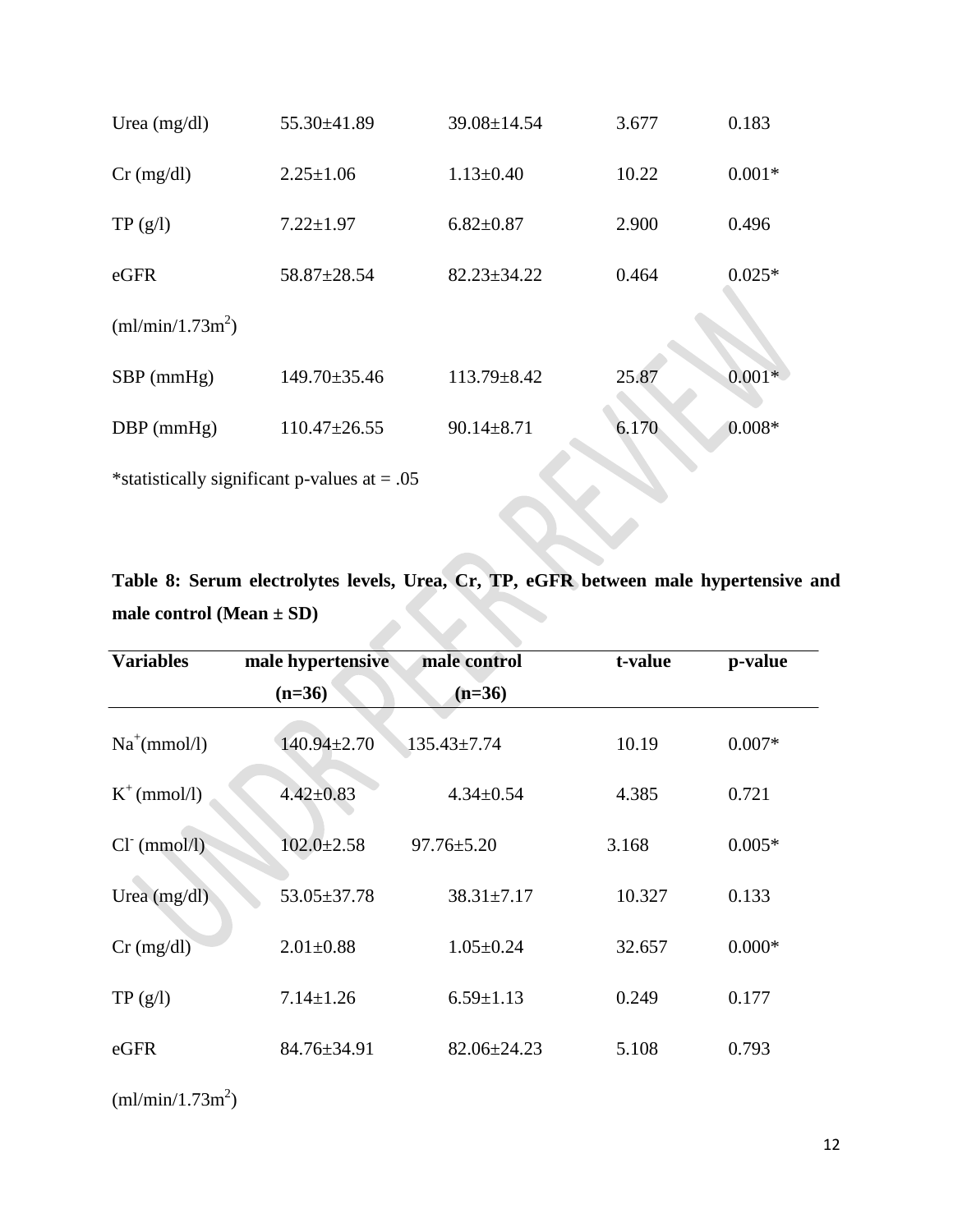| | | | | |
|---|---|---|---|---|
| Urea (mg/dl) | 55.30±41.89 | 39.08±14.54 | 3.677 | 0.183 |
| Cr (mg/dl) | 2.25±1.06 | 1.13±0.40 | 10.22 | 0.001* |
| TP (g/l) | 7.22±1.97 | 6.82±0.87 | 2.900 | 0.496 |
| eGFR (ml/min/1.73m$^2$) | 58.87±28.54 | 82.23±34.22 | 0.464 | 0.025* |
| SBP (mmHg) | 149.70±35.46 | 113.79±8.42 | 25.87 | 0.001* |
| DBP (mmHg) | 110.47±26.55 | 90.14±8.71 | 6.170 | 0.008* |

*statistically significant p-values at = .05

**Table 8: Serum electrolytes levels, Urea, Cr, TP, eGFR between male hypertensive and male control (Mean ± SD)**

| Variables | male hypertensive (n=36) | male control (n=36) | t-value | p-value |
|---|---|---|---|---|
| $Na^+$(mmol/l) | 140.94±2.70 | 135.43±7.74 | 10.19 | 0.007* |
| $K^+$ (mmol/l) | 4.42±0.83 | 4.34±0.54 | 4.385 | 0.721 |
| $Cl^-$ (mmol/l) | 102.0±2.58 | 97.76±5.20 | 3.168 | 0.005* |
| Urea (mg/dl) | 53.05±37.78 | 38.31±7.17 | 10.327 | 0.133 |
| Cr (mg/dl) | 2.01±0.88 | 1.05±0.24 | 32.657 | 0.000* |
| TP (g/l) | 7.14±1.26 | 6.59±1.13 | 0.249 | 0.177 |
| eGFR (ml/min/1.73m$^2$) | 84.76±34.91 | 82.06±24.23 | 5.108 | 0.793 |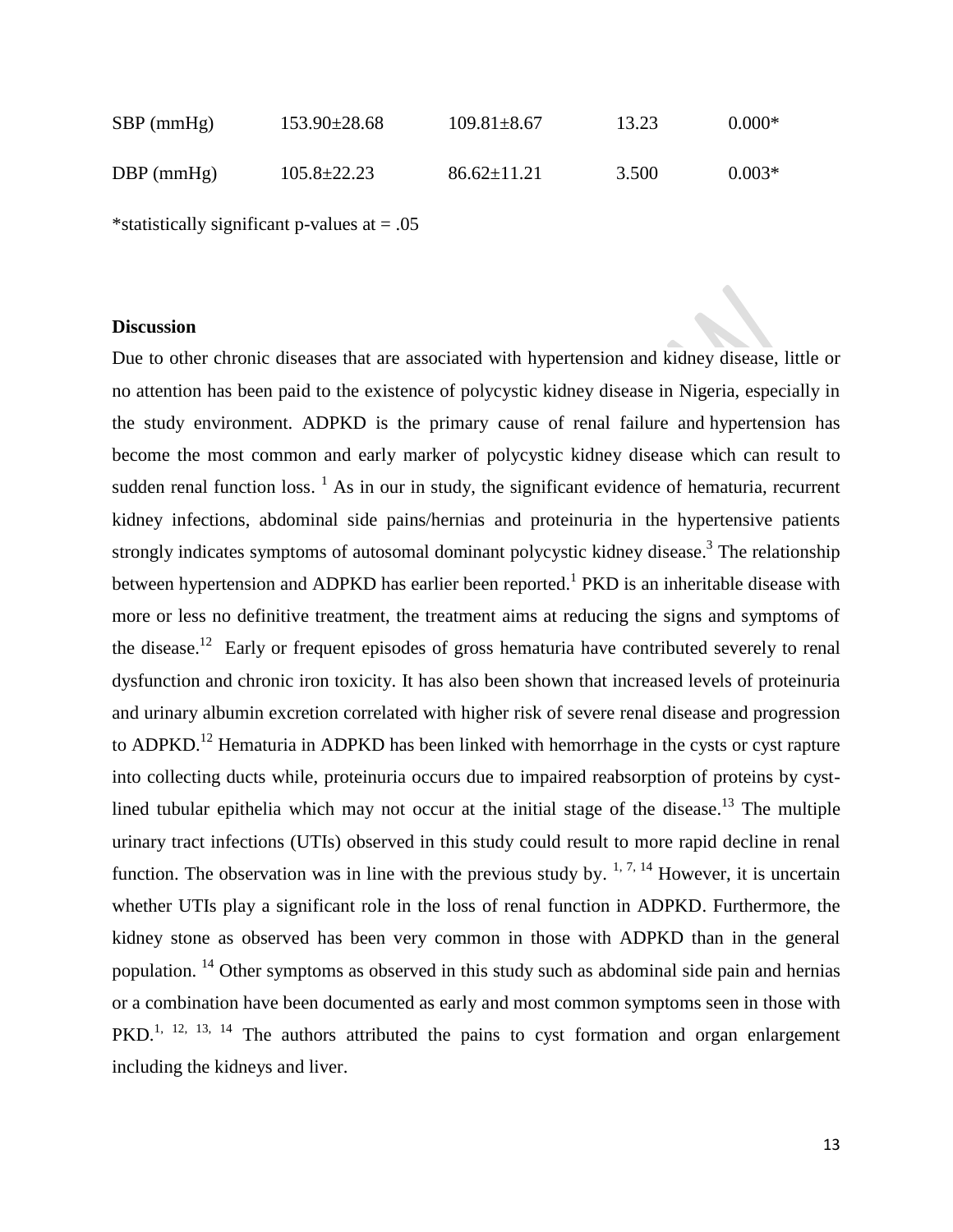| | | | | |
|---|---|---|---|---|
| SBP (mmHg) | 153.90±28.68 | 109.81±8.67 | 13.23 | 0.000* |
| DBP (mmHg) | 105.8±22.23 | 86.62±11.21 | 3.500 | 0.003* |

*statistically significant p-values at = .05

**Discussion**

Due to other chronic diseases that are associated with hypertension and kidney disease, little or no attention has been paid to the existence of polycystic kidney disease in Nigeria, especially in the study environment. ADPKD is the primary cause of renal failure and hypertension has become the most common and early marker of polycystic kidney disease which can result to sudden renal function loss. [1] As in our in study, the significant evidence of hematuria, recurrent kidney infections, abdominal side pains/hernias and proteinuria in the hypertensive patients strongly indicates symptoms of autosomal dominant polycystic kidney disease.[3] The relationship between hypertension and ADPKD has earlier been reported.[1] PKD is an inheritable disease with more or less no definitive treatment, the treatment aims at reducing the signs and symptoms of the disease.[12] Early or frequent episodes of gross hematuria have contributed severely to renal dysfunction and chronic iron toxicity. It has also been shown that increased levels of proteinuria and urinary albumin excretion correlated with higher risk of severe renal disease and progression to ADPKD.[12] Hematuria in ADPKD has been linked with hemorrhage in the cysts or cyst rapture into collecting ducts while, proteinuria occurs due to impaired reabsorption of proteins by cyst-lined tubular epithelia which may not occur at the initial stage of the disease.[13] The multiple urinary tract infections (UTIs) observed in this study could result to more rapid decline in renal function. The observation was in line with the previous study by. [1, 7, 14] However, it is uncertain whether UTIs play a significant role in the loss of renal function in ADPKD. Furthermore, the kidney stone as observed has been very common in those with ADPKD than in the general population. [14] Other symptoms as observed in this study such as abdominal side pain and hernias or a combination have been documented as early and most common symptoms seen in those with PKD.[1, 12, 13, 14] The authors attributed the pains to cyst formation and organ enlargement including the kidneys and liver.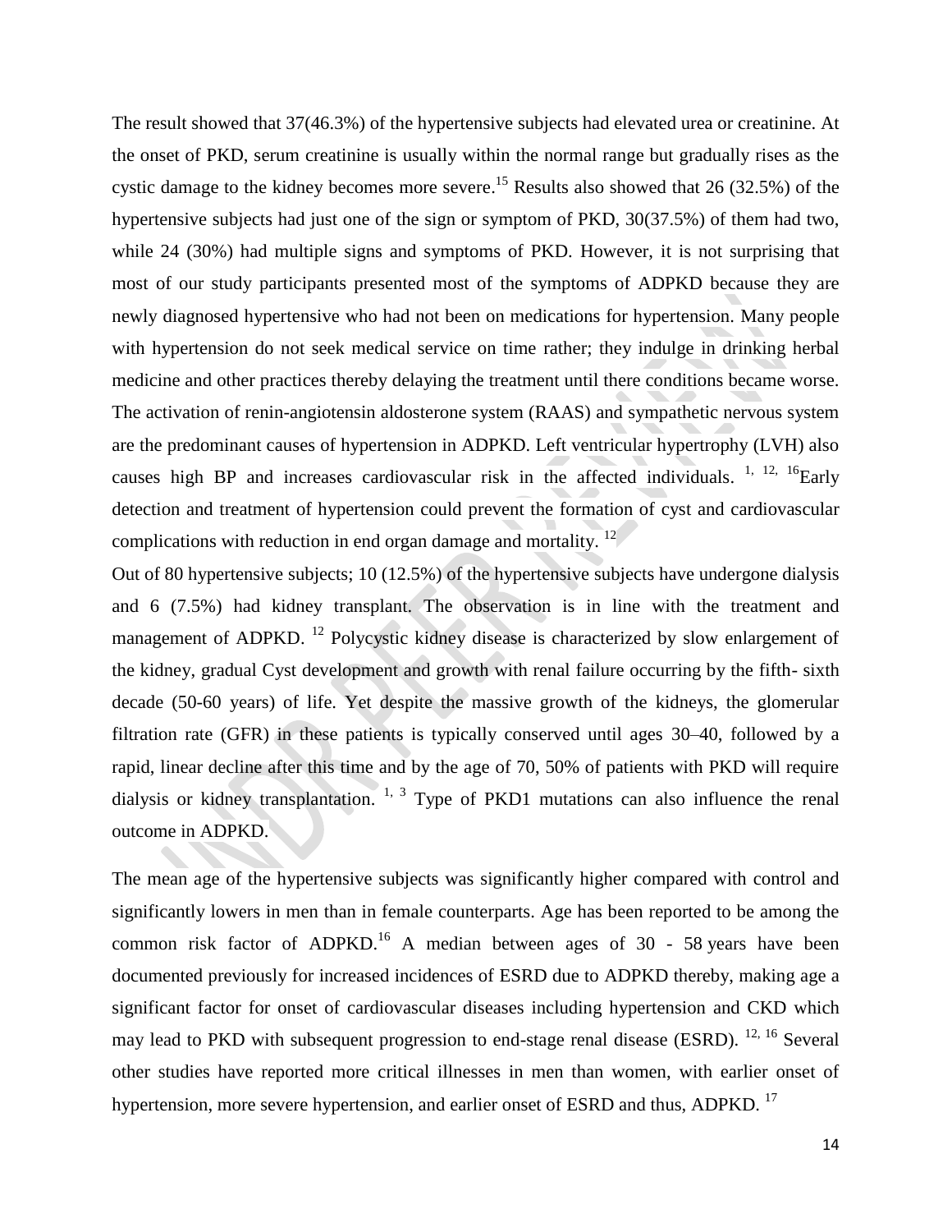The result showed that 37(46.3%) of the hypertensive subjects had elevated urea or creatinine. At the onset of PKD, serum creatinine is usually within the normal range but gradually rises as the cystic damage to the kidney becomes more severe.[15] Results also showed that 26 (32.5%) of the hypertensive subjects had just one of the sign or symptom of PKD, 30(37.5%) of them had two, while 24 (30%) had multiple signs and symptoms of PKD. However, it is not surprising that most of our study participants presented most of the symptoms of ADPKD because they are newly diagnosed hypertensive who had not been on medications for hypertension. Many people with hypertension do not seek medical service on time rather; they indulge in drinking herbal medicine and other practices thereby delaying the treatment until there conditions became worse. The activation of renin-angiotensin aldosterone system (RAAS) and sympathetic nervous system are the predominant causes of hypertension in ADPKD. Left ventricular hypertrophy (LVH) also causes high BP and increases cardiovascular risk in the affected individuals. [1, 12, 16]Early detection and treatment of hypertension could prevent the formation of cyst and cardiovascular complications with reduction in end organ damage and mortality. [12]

Out of 80 hypertensive subjects; 10 (12.5%) of the hypertensive subjects have undergone dialysis and 6 (7.5%) had kidney transplant. The observation is in line with the treatment and management of ADPKD. [12] Polycystic kidney disease is characterized by slow enlargement of the kidney, gradual Cyst development and growth with renal failure occurring by the fifth- sixth decade (50-60 years) of life. Yet despite the massive growth of the kidneys, the glomerular filtration rate (GFR) in these patients is typically conserved until ages 30–40, followed by a rapid, linear decline after this time and by the age of 70, 50% of patients with PKD will require dialysis or kidney transplantation. [1, 3] Type of PKD1 mutations can also influence the renal outcome in ADPKD.

The mean age of the hypertensive subjects was significantly higher compared with control and significantly lowers in men than in female counterparts. Age has been reported to be among the common risk factor of ADPKD.[16] A median between ages of 30 - 58 years have been documented previously for increased incidences of ESRD due to ADPKD thereby, making age a significant factor for onset of cardiovascular diseases including hypertension and CKD which may lead to PKD with subsequent progression to end-stage renal disease (ESRD). [12, 16] Several other studies have reported more critical illnesses in men than women, with earlier onset of hypertension, more severe hypertension, and earlier onset of ESRD and thus, ADPKD. [17]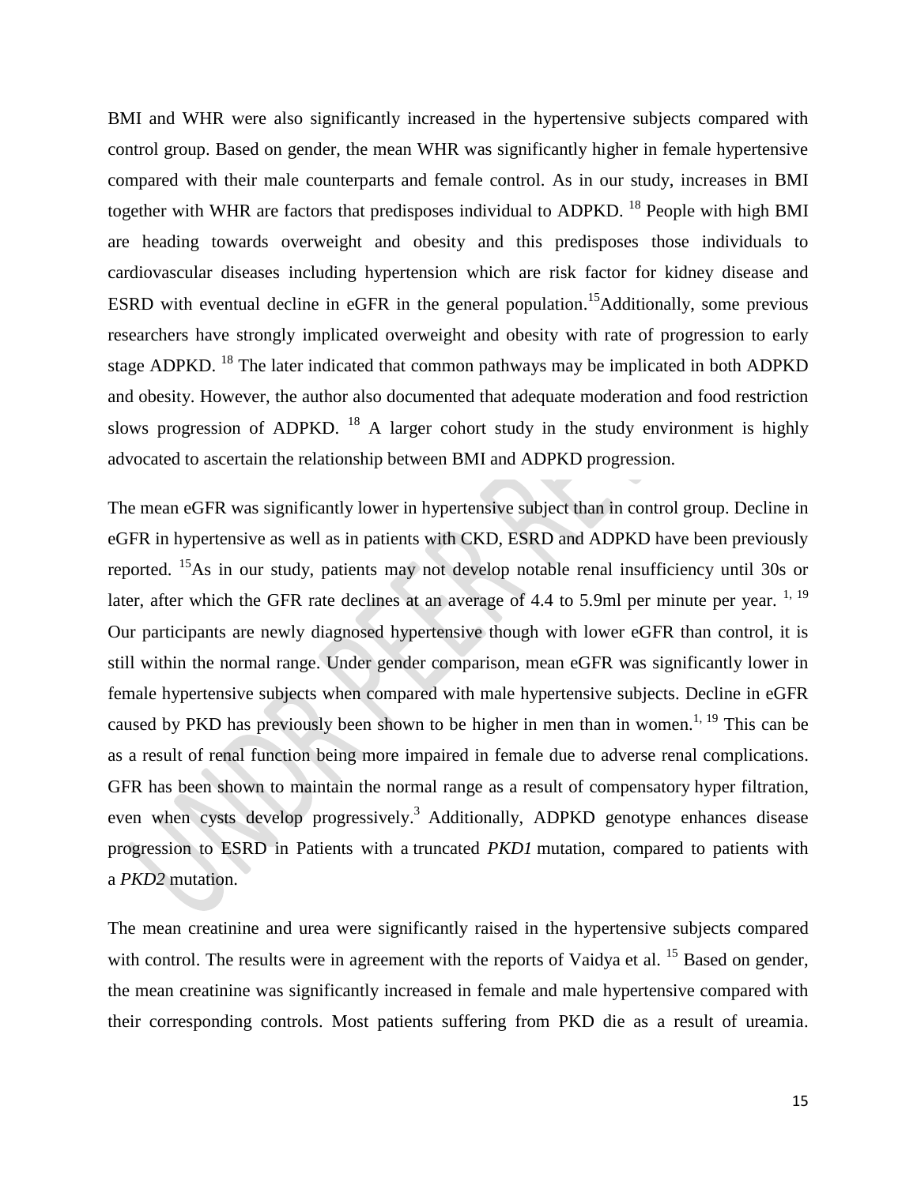BMI and WHR were also significantly increased in the hypertensive subjects compared with control group. Based on gender, the mean WHR was significantly higher in female hypertensive compared with their male counterparts and female control. As in our study, increases in BMI together with WHR are factors that predisposes individual to ADPKD. [18] People with high BMI are heading towards overweight and obesity and this predisposes those individuals to cardiovascular diseases including hypertension which are risk factor for kidney disease and ESRD with eventual decline in eGFR in the general population.[15] Additionally, some previous researchers have strongly implicated overweight and obesity with rate of progression to early stage ADPKD. [18] The later indicated that common pathways may be implicated in both ADPKD and obesity. However, the author also documented that adequate moderation and food restriction slows progression of ADPKD. [18] A larger cohort study in the study environment is highly advocated to ascertain the relationship between BMI and ADPKD progression.

The mean eGFR was significantly lower in hypertensive subject than in control group. Decline in eGFR in hypertensive as well as in patients with CKD, ESRD and ADPKD have been previously reported. [15] As in our study, patients may not develop notable renal insufficiency until 30s or later, after which the GFR rate declines at an average of 4.4 to 5.9ml per minute per year. [1, 19] Our participants are newly diagnosed hypertensive though with lower eGFR than control, it is still within the normal range. Under gender comparison, mean eGFR was significantly lower in female hypertensive subjects when compared with male hypertensive subjects. Decline in eGFR caused by PKD has previously been shown to be higher in men than in women.[1, 19] This can be as a result of renal function being more impaired in female due to adverse renal complications. GFR has been shown to maintain the normal range as a result of compensatory hyper filtration, even when cysts develop progressively.[3] Additionally, ADPKD genotype enhances disease progression to ESRD in Patients with a truncated *PKD1* mutation, compared to patients with a *PKD2* mutation.

The mean creatinine and urea were significantly raised in the hypertensive subjects compared with control. The results were in agreement with the reports of Vaidya et al. [15] Based on gender, the mean creatinine was significantly increased in female and male hypertensive compared with their corresponding controls. Most patients suffering from PKD die as a result of ureamia.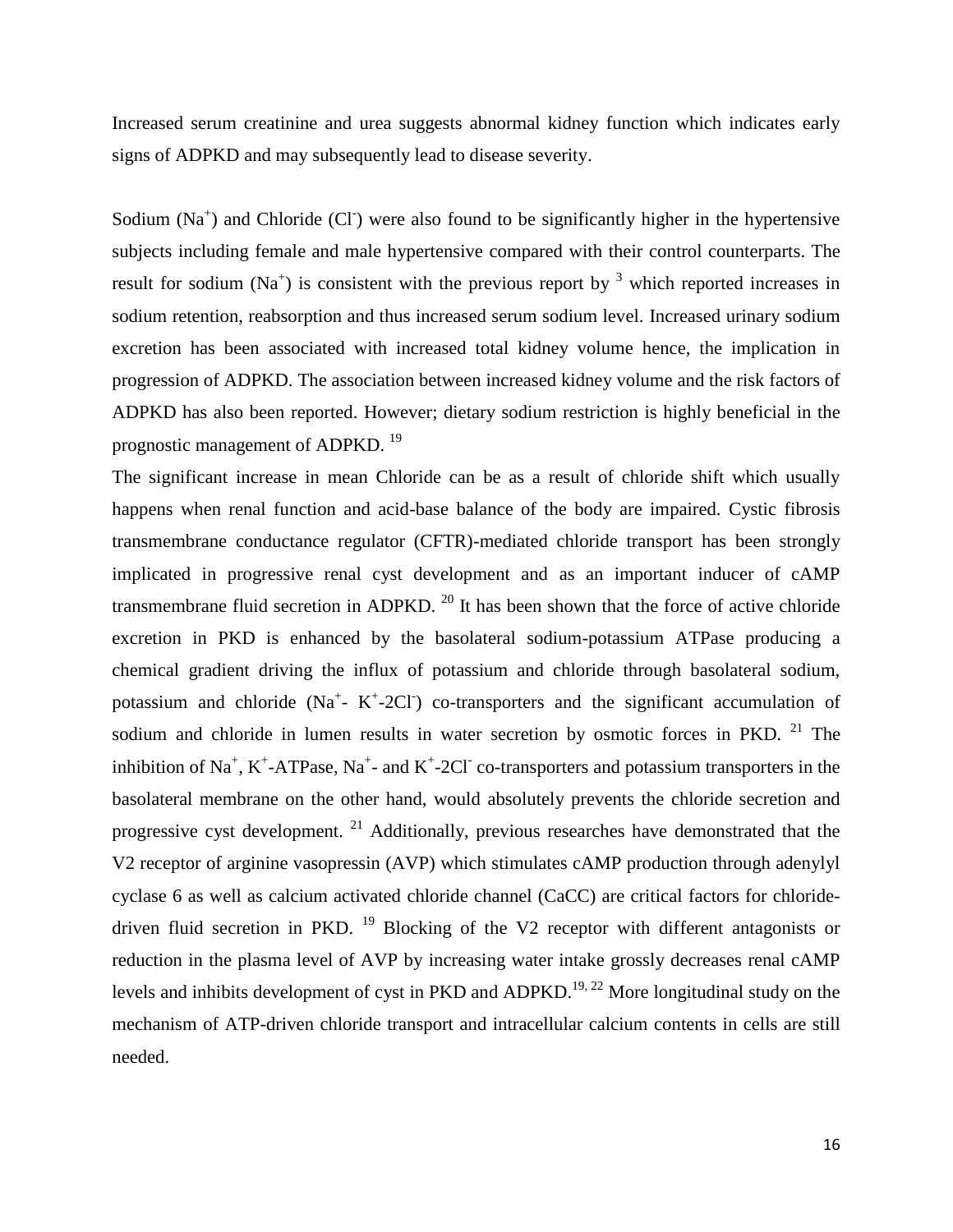Increased serum creatinine and urea suggests abnormal kidney function which indicates early signs of ADPKD and may subsequently lead to disease severity.

Sodium ($Na^{+}$) and Chloride ($Cl^{-}$) were also found to be significantly higher in the hypertensive subjects including female and male hypertensive compared with their control counterparts. The result for sodium ($Na^{+}$) is consistent with the previous report by [3] which reported increases in sodium retention, reabsorption and thus increased serum sodium level. Increased urinary sodium excretion has been associated with increased total kidney volume hence, the implication in progression of ADPKD. The association between increased kidney volume and the risk factors of ADPKD has also been reported. However; dietary sodium restriction is highly beneficial in the prognostic management of ADPKD. [19]

The significant increase in mean Chloride can be as a result of chloride shift which usually happens when renal function and acid-base balance of the body are impaired. Cystic fibrosis transmembrane conductance regulator (CFTR)-mediated chloride transport has been strongly implicated in progressive renal cyst development and as an important inducer of cAMP transmembrane fluid secretion in ADPKD. [20] It has been shown that the force of active chloride excretion in PKD is enhanced by the basolateral sodium-potassium ATPase producing a chemical gradient driving the influx of potassium and chloride through basolateral sodium, potassium and chloride ($Na^{+}$- $K^{+}$-$2Cl^{-}$) co-transporters and the significant accumulation of sodium and chloride in lumen results in water secretion by osmotic forces in PKD. [21] The inhibition of $Na^{+}$, $K^{+}$-ATPase, $Na^{+}$- and $K^{+}$-$2Cl^{-}$ co-transporters and potassium transporters in the basolateral membrane on the other hand, would absolutely prevents the chloride secretion and progressive cyst development. [21] Additionally, previous researches have demonstrated that the V2 receptor of arginine vasopressin (AVP) which stimulates cAMP production through adenylyl cyclase 6 as well as calcium activated chloride channel (CaCC) are critical factors for chloride-driven fluid secretion in PKD. [19] Blocking of the V2 receptor with different antagonists or reduction in the plasma level of AVP by increasing water intake grossly decreases renal cAMP levels and inhibits development of cyst in PKD and ADPKD.[19, 22] More longitudinal study on the mechanism of ATP-driven chloride transport and intracellular calcium contents in cells are still needed.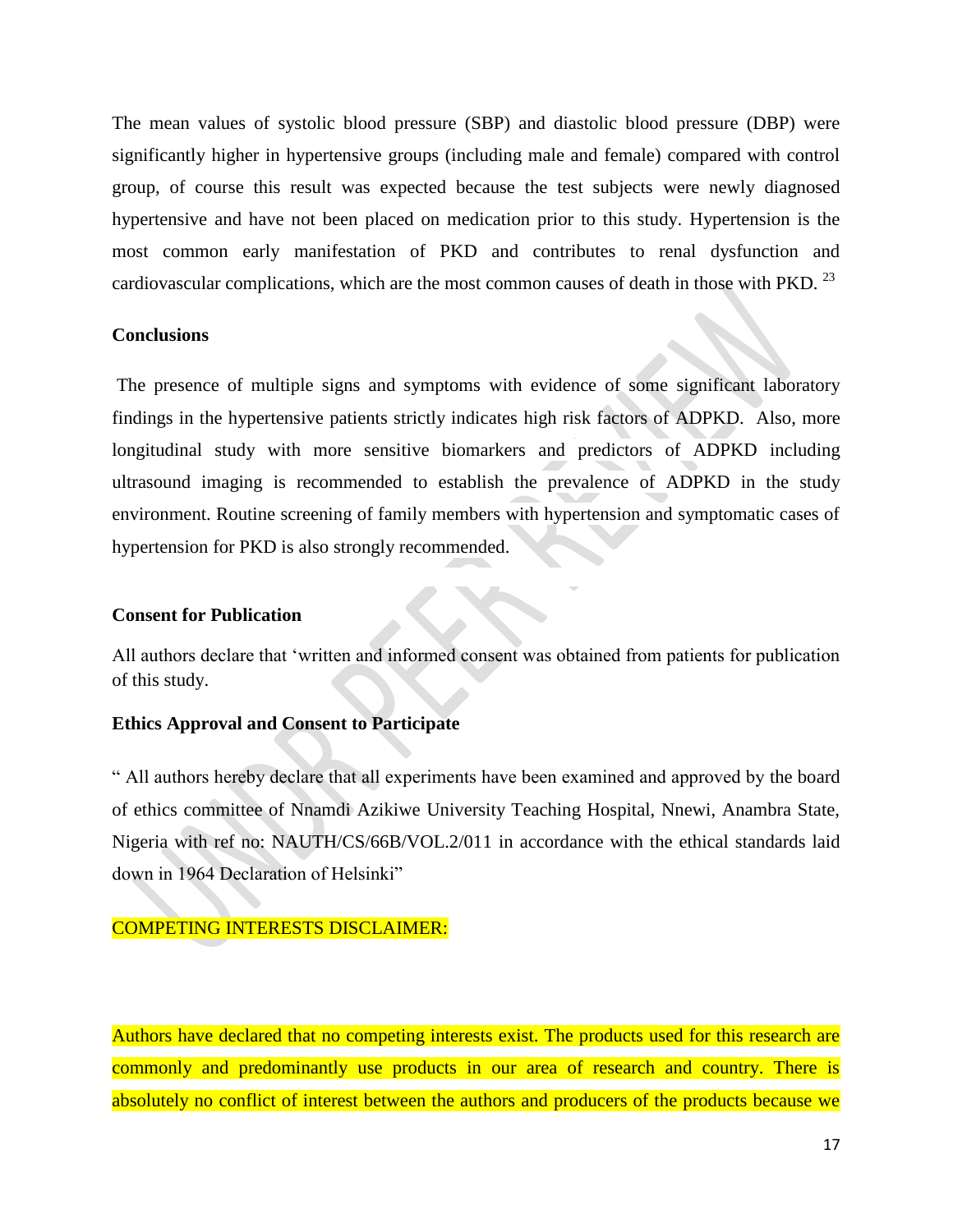The mean values of systolic blood pressure (SBP) and diastolic blood pressure (DBP) were significantly higher in hypertensive groups (including male and female) compared with control group, of course this result was expected because the test subjects were newly diagnosed hypertensive and have not been placed on medication prior to this study. Hypertension is the most common early manifestation of PKD and contributes to renal dysfunction and cardiovascular complications, which are the most common causes of death in those with PKD. [23]

**Conclusions**

The presence of multiple signs and symptoms with evidence of some significant laboratory findings in the hypertensive patients strictly indicates high risk factors of ADPKD. Also, more longitudinal study with more sensitive biomarkers and predictors of ADPKD including ultrasound imaging is recommended to establish the prevalence of ADPKD in the study environment. Routine screening of family members with hypertension and symptomatic cases of hypertension for PKD is also strongly recommended.

**Consent for Publication**

All authors declare that 'written and informed consent was obtained from patients for publication of this study.

**Ethics Approval and Consent to Participate**

" All authors hereby declare that all experiments have been examined and approved by the board of ethics committee of Nnamdi Azikiwe University Teaching Hospital, Nnewi, Anambra State, Nigeria with ref no: NAUTH/CS/66B/VOL.2/011 in accordance with the ethical standards laid down in 1964 Declaration of Helsinki"

COMPETING INTERESTS DISCLAIMER:

Authors have declared that no competing interests exist. The products used for this research are commonly and predominantly use products in our area of research and country. There is absolutely no conflict of interest between the authors and producers of the products because we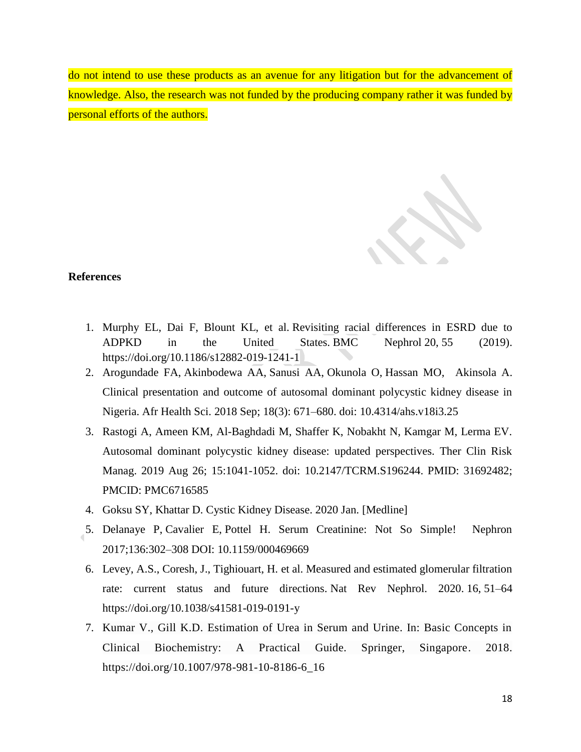do not intend to use these products as an avenue for any litigation but for the advancement of knowledge. Also, the research was not funded by the producing company rather it was funded by personal efforts of the authors.

**References**

1. Murphy EL, Dai F, Blount KL, et al. Revisiting racial differences in ESRD due to ADPKD in the United States. BMC Nephrol 20, 55 (2019). https://doi.org/10.1186/s12882-019-1241-1
2. Arogundade FA, Akinbodewa AA, Sanusi AA, Okunola O, Hassan MO, Akinsola A. Clinical presentation and outcome of autosomal dominant polycystic kidney disease in Nigeria. Afr Health Sci. 2018 Sep; 18(3): 671–680. doi: 10.4314/ahs.v18i3.25
3. Rastogi A, Ameen KM, Al-Baghdadi M, Shaffer K, Nobakht N, Kamgar M, Lerma EV. Autosomal dominant polycystic kidney disease: updated perspectives. Ther Clin Risk Manag. 2019 Aug 26; 15:1041-1052. doi: 10.2147/TCRM.S196244. PMID: 31692482; PMCID: PMC6716585
4. Goksu SY, Khattar D. Cystic Kidney Disease. 2020 Jan. [Medline]
5. Delanaye P, Cavalier E, Pottel H. Serum Creatinine: Not So Simple! Nephron 2017;136:302–308 DOI: 10.1159/000469669
6. Levey, A.S., Coresh, J., Tighiouart, H. et al. Measured and estimated glomerular filtration rate: current status and future directions. Nat Rev Nephrol. 2020. 16, 51–64 https://doi.org/10.1038/s41581-019-0191-y
7. Kumar V., Gill K.D. Estimation of Urea in Serum and Urine. In: Basic Concepts in Clinical Biochemistry: A Practical Guide. Springer, Singapore. 2018. https://doi.org/10.1007/978-981-10-8186-6_16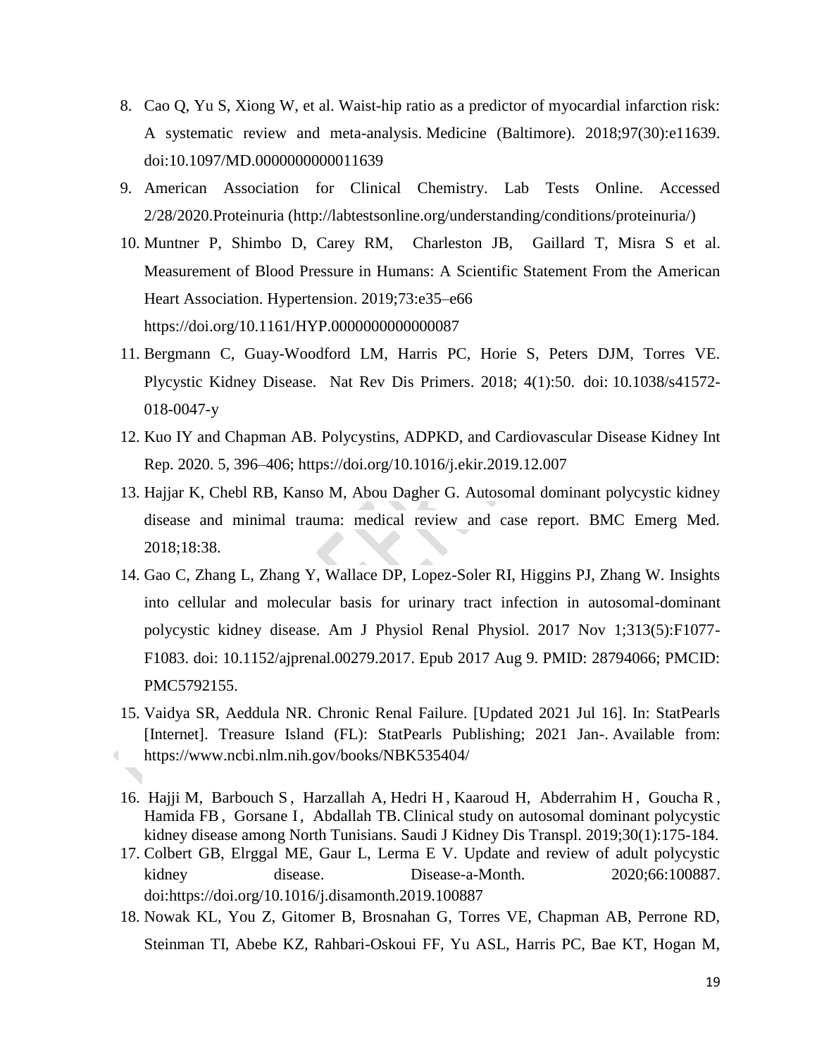8. Cao Q, Yu S, Xiong W, et al. Waist-hip ratio as a predictor of myocardial infarction risk: A systematic review and meta-analysis. Medicine (Baltimore). 2018;97(30):e11639. doi:10.1097/MD.0000000000011639
9. American Association for Clinical Chemistry. Lab Tests Online. Accessed 2/28/2020.Proteinuria (http://labtestsonline.org/understanding/conditions/proteinuria/)
10. Muntner P, Shimbo D, Carey RM, Charleston JB, Gaillard T, Misra S et al. Measurement of Blood Pressure in Humans: A Scientific Statement From the American Heart Association. Hypertension. 2019;73:e35–e66 https://doi.org/10.1161/HYP.0000000000000087
11. Bergmann C, Guay-Woodford LM, Harris PC, Horie S, Peters DJM, Torres VE. Plycystic Kidney Disease. Nat Rev Dis Primers. 2018; 4(1):50. doi: 10.1038/s41572-018-0047-y
12. Kuo IY and Chapman AB. Polycystins, ADPKD, and Cardiovascular Disease Kidney Int Rep. 2020. 5, 396–406; https://doi.org/10.1016/j.ekir.2019.12.007
13. Hajjar K, Chebl RB, Kanso M, Abou Dagher G. Autosomal dominant polycystic kidney disease and minimal trauma: medical review and case report. BMC Emerg Med. 2018;18:38.
14. Gao C, Zhang L, Zhang Y, Wallace DP, Lopez-Soler RI, Higgins PJ, Zhang W. Insights into cellular and molecular basis for urinary tract infection in autosomal-dominant polycystic kidney disease. Am J Physiol Renal Physiol. 2017 Nov 1;313(5):F1077-F1083. doi: 10.1152/ajprenal.00279.2017. Epub 2017 Aug 9. PMID: 28794066; PMCID: PMC5792155.
15. Vaidya SR, Aeddula NR. Chronic Renal Failure. [Updated 2021 Jul 16]. In: StatPearls [Internet]. Treasure Island (FL): StatPearls Publishing; 2021 Jan-. Available from: https://www.ncbi.nlm.nih.gov/books/NBK535404/
16. Hajji M, Barbouch S, Harzallah A, Hedri H, Kaaroud H, Abderrahim H, Goucha R, Hamida FB, Gorsane I, Abdallah TB. Clinical study on autosomal dominant polycystic kidney disease among North Tunisians. Saudi J Kidney Dis Transpl. 2019;30(1):175-184.
17. Colbert GB, Elrggal ME, Gaur L, Lerma E V. Update and review of adult polycystic kidney disease. Disease-a-Month. 2020;66:100887. doi:https://doi.org/10.1016/j.disamonth.2019.100887
18. Nowak KL, You Z, Gitomer B, Brosnahan G, Torres VE, Chapman AB, Perrone RD, Steinman TI, Abebe KZ, Rahbari-Oskoui FF, Yu ASL, Harris PC, Bae KT, Hogan M,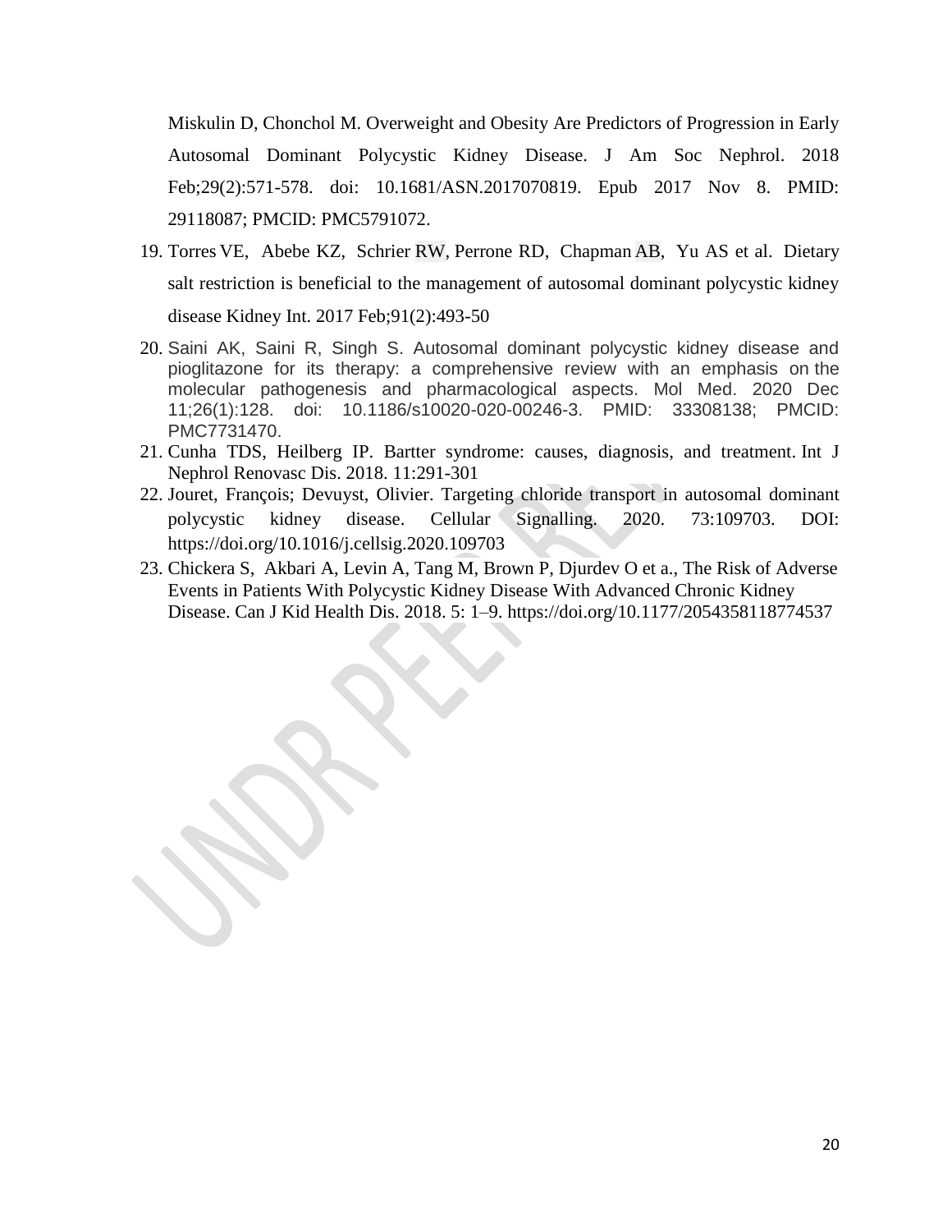Miskulin D, Chonchol M. Overweight and Obesity Are Predictors of Progression in Early Autosomal Dominant Polycystic Kidney Disease. J Am Soc Nephrol. 2018 Feb;29(2):571-578. doi: 10.1681/ASN.2017070819. Epub 2017 Nov 8. PMID: 29118087; PMCID: PMC5791072.

19. Torres VE, Abebe KZ, Schrier RW, Perrone RD, Chapman AB, Yu AS et al. Dietary salt restriction is beneficial to the management of autosomal dominant polycystic kidney disease Kidney Int. 2017 Feb;91(2):493-50
20. Saini AK, Saini R, Singh S. Autosomal dominant polycystic kidney disease and pioglitazone for its therapy: a comprehensive review with an emphasis on the molecular pathogenesis and pharmacological aspects. Mol Med. 2020 Dec 11;26(1):128. doi: 10.1186/s10020-020-00246-3. PMID: 33308138; PMCID: PMC7731470.
21. Cunha TDS, Heilberg IP. Bartter syndrome: causes, diagnosis, and treatment. Int J Nephrol Renovasc Dis. 2018. 11:291-301
22. Jouret, François; Devuyst, Olivier. Targeting chloride transport in autosomal dominant polycystic kidney disease. Cellular Signalling. 2020. 73:109703. DOI: https://doi.org/10.1016/j.cellsig.2020.109703
23. Chickera S, Akbari A, Levin A, Tang M, Brown P, Djurdev O et a., The Risk of Adverse Events in Patients With Polycystic Kidney Disease With Advanced Chronic Kidney Disease. Can J Kid Health Dis. 2018. 5: 1–9. https://doi.org/10.1177/2054358118774537